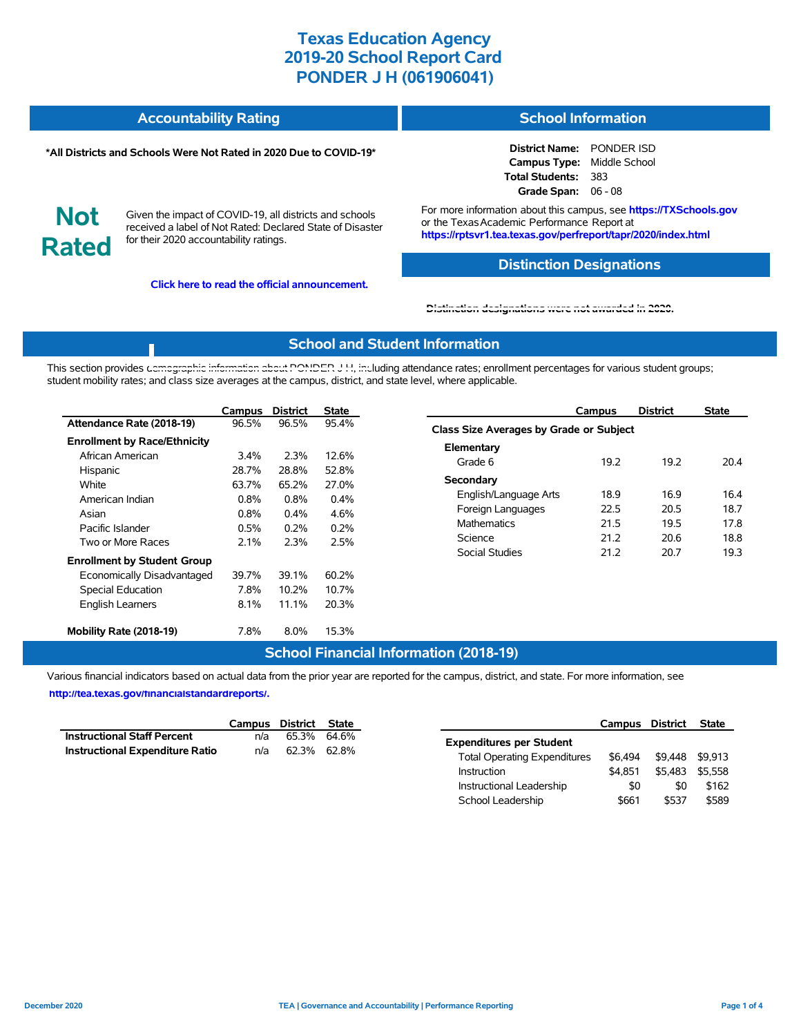# Texas Education Agency
# 2019-20 School Report Card
# PONDER J H (061906041)

## Accountability Rating

**\*All Districts and Schools Were Not Rated in 2020 Due to COVID-19\***

**Not Rated**

Given the impact of COVID-19, all districts and schools received a label of Not Rated: Declared State of Disaster for their 2020 accountability ratings.

**Click here to read the official announcement.**

## School Information

**District Name:** PONDER ISD
**Campus Type:** Middle School
**Total Students:** 383
**Grade Span:** 06 - 08

For more information about this campus, see **https://TXSchools.gov** or the Texas Academic Performance Report at **https://rptsvr1.tea.texas.gov/perfreport/tapr/2020/index.html**

## Distinction Designations

Distinction designations were not awarded in 2020.

## School and Student Information

This section provides demographic information about PONDER J H, including attendance rates; enrollment percentages for various student groups; student mobility rates; and class size averages at the campus, district, and state level, where applicable.

| | Campus | District | State |
|---|---|---|---|
| **Attendance Rate (2018-19)** | 96.5% | 96.5% | 95.4% |
| **Enrollment by Race/Ethnicity** | | | |
| African American | 3.4% | 2.3% | 12.6% |
| Hispanic | 28.7% | 28.8% | 52.8% |
| White | 63.7% | 65.2% | 27.0% |
| American Indian | 0.8% | 0.8% | 0.4% |
| Asian | 0.8% | 0.4% | 4.6% |
| Pacific Islander | 0.5% | 0.2% | 0.2% |
| Two or More Races | 2.1% | 2.3% | 2.5% |
| **Enrollment by Student Group** | | | |
| Economically Disadvantaged | 39.7% | 39.1% | 60.2% |
| Special Education | 7.8% | 10.2% | 10.7% |
| English Learners | 8.1% | 11.1% | 20.3% |
| **Mobility Rate (2018-19)** | 7.8% | 8.0% | 15.3% |

| | Campus | District | State |
|---|---|---|---|
| **Class Size Averages by Grade or Subject** | | | |
| **Elementary** | | | |
| Grade 6 | 19.2 | 19.2 | 20.4 |
| **Secondary** | | | |
| English/Language Arts | 18.9 | 16.9 | 16.4 |
| Foreign Languages | 22.5 | 20.5 | 18.7 |
| Mathematics | 21.5 | 19.5 | 17.8 |
| Science | 21.2 | 20.6 | 18.8 |
| Social Studies | 21.2 | 20.7 | 19.3 |

## School Financial Information (2018-19)

Various financial indicators based on actual data from the prior year are reported for the campus, district, and state. For more information, see **http://tea.texas.gov/financialstandardreports/.**

| | Campus | District | State |
|---|---|---|---|
| **Instructional Staff Percent** | n/a | 65.3% | 64.6% |
| **Instructional Expenditure Ratio** | n/a | 62.3% | 62.8% |

| | Campus | District | State |
|---|---|---|---|
| **Expenditures per Student** | | | |
| Total Operating Expenditures | $6,494 | $9,448 | $9,913 |
| Instruction | $4,851 | $5,483 | $5,558 |
| Instructional Leadership | $0 | $0 | $162 |
| School Leadership | $661 | $537 | $589 |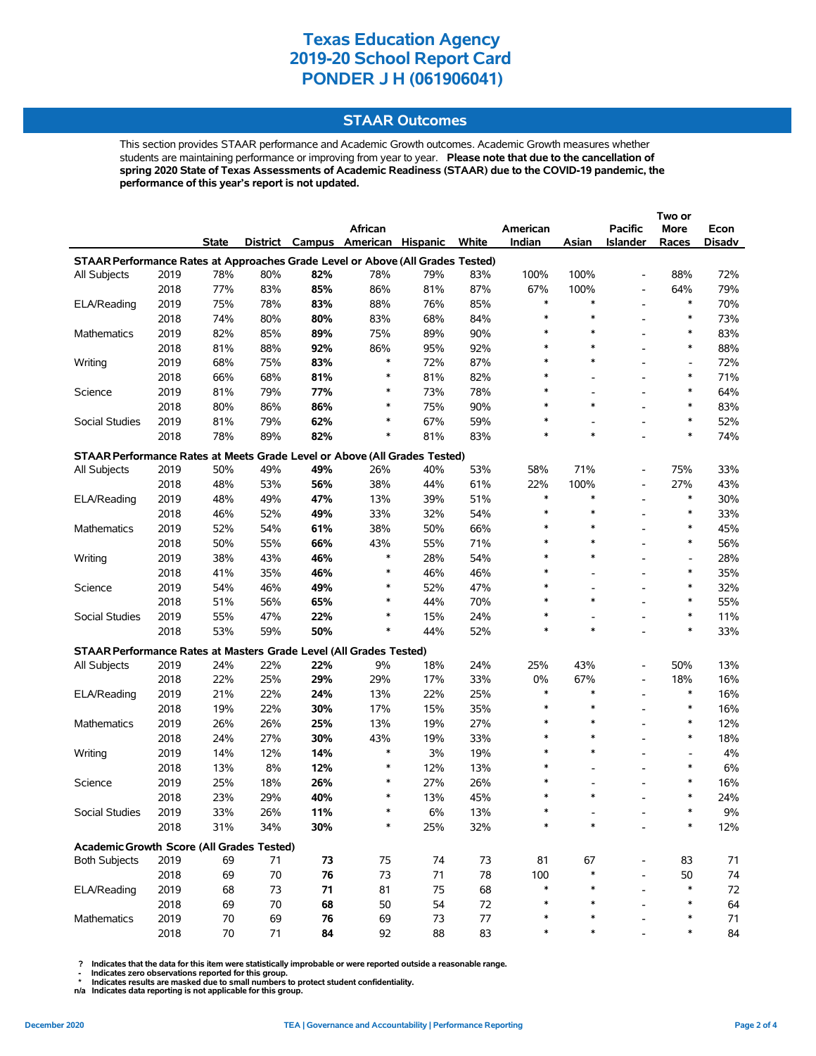# Texas Education Agency
# 2019-20 School Report Card
# PONDER J H (061906041)

## STAAR Outcomes

This section provides STAAR performance and Academic Growth outcomes. Academic Growth measures whether students are maintaining performance or improving from year to year. **Please note that due to the cancellation of spring 2020 State of Texas Assessments of Academic Readiness (STAAR) due to the COVID-19 pandemic, the performance of this year's report is not updated.**

| | | State | District | Campus | African American | Hispanic | White | American Indian | Asian | Pacific Islander | Two or More Races | Econ Disadv |
|---|---|---|---|---|---|---|---|---|---|---|---|---|
| **STAAR Performance Rates at Approaches Grade Level or Above (All Grades Tested)** | | | | | | | | | | | | |
| All Subjects | 2019 | 78% | 80% | **82%** | 78% | 79% | 83% | 100% | 100% | - | 88% | 72% |
| | 2018 | 77% | 83% | **85%** | 86% | 81% | 87% | 67% | 100% | - | 64% | 79% |
| ELA/Reading | 2019 | 75% | 78% | **83%** | 88% | 76% | 85% | * | * | - | * | 70% |
| | 2018 | 74% | 80% | **80%** | 83% | 68% | 84% | * | * | - | * | 73% |
| Mathematics | 2019 | 82% | 85% | **89%** | 75% | 89% | 90% | * | * | - | * | 83% |
| | 2018 | 81% | 88% | **92%** | 86% | 95% | 92% | * | * | - | * | 88% |
| Writing | 2019 | 68% | 75% | **83%** | * | 72% | 87% | * | * | - | - | 72% |
| | 2018 | 66% | 68% | **81%** | * | 81% | 82% | * | - | - | * | 71% |
| Science | 2019 | 81% | 79% | **77%** | * | 73% | 78% | * | - | - | * | 64% |
| | 2018 | 80% | 86% | **86%** | * | 75% | 90% | * | * | - | * | 83% |
| Social Studies | 2019 | 81% | 79% | **62%** | * | 67% | 59% | * | - | - | * | 52% |
| | 2018 | 78% | 89% | **82%** | * | 81% | 83% | * | * | - | * | 74% |
| **STAAR Performance Rates at Meets Grade Level or Above (All Grades Tested)** | | | | | | | | | | | | |
| All Subjects | 2019 | 50% | 49% | **49%** | 26% | 40% | 53% | 58% | 71% | - | 75% | 33% |
| | 2018 | 48% | 53% | **56%** | 38% | 44% | 61% | 22% | 100% | - | 27% | 43% |
| ELA/Reading | 2019 | 48% | 49% | **47%** | 13% | 39% | 51% | * | * | - | * | 30% |
| | 2018 | 46% | 52% | **49%** | 33% | 32% | 54% | * | * | - | * | 33% |
| Mathematics | 2019 | 52% | 54% | **61%** | 38% | 50% | 66% | * | * | - | * | 45% |
| | 2018 | 50% | 55% | **66%** | 43% | 55% | 71% | * | * | - | * | 56% |
| Writing | 2019 | 38% | 43% | **46%** | * | 28% | 54% | * | * | - | - | 28% |
| | 2018 | 41% | 35% | **46%** | * | 46% | 46% | * | - | - | * | 35% |
| Science | 2019 | 54% | 46% | **49%** | * | 52% | 47% | * | - | - | * | 32% |
| | 2018 | 51% | 56% | **65%** | * | 44% | 70% | * | * | - | * | 55% |
| Social Studies | 2019 | 55% | 47% | **22%** | * | 15% | 24% | * | - | - | * | 11% |
| | 2018 | 53% | 59% | **50%** | * | 44% | 52% | * | * | - | * | 33% |
| **STAAR Performance Rates at Masters Grade Level (All Grades Tested)** | | | | | | | | | | | | |
| All Subjects | 2019 | 24% | 22% | **22%** | 9% | 18% | 24% | 25% | 43% | - | 50% | 13% |
| | 2018 | 22% | 25% | **29%** | 29% | 17% | 33% | 0% | 67% | - | 18% | 16% |
| ELA/Reading | 2019 | 21% | 22% | **24%** | 13% | 22% | 25% | * | * | - | * | 16% |
| | 2018 | 19% | 22% | **30%** | 17% | 15% | 35% | * | * | - | * | 16% |
| Mathematics | 2019 | 26% | 26% | **25%** | 13% | 19% | 27% | * | * | - | * | 12% |
| | 2018 | 24% | 27% | **30%** | 43% | 19% | 33% | * | * | - | * | 18% |
| Writing | 2019 | 14% | 12% | **14%** | * | 3% | 19% | * | * | - | - | 4% |
| | 2018 | 13% | 8% | **12%** | * | 12% | 13% | * | - | - | * | 6% |
| Science | 2019 | 25% | 18% | **26%** | * | 27% | 26% | * | - | - | * | 16% |
| | 2018 | 23% | 29% | **40%** | * | 13% | 45% | * | * | - | * | 24% |
| Social Studies | 2019 | 33% | 26% | **11%** | * | 6% | 13% | * | - | - | * | 9% |
| | 2018 | 31% | 34% | **30%** | * | 25% | 32% | * | * | - | * | 12% |
| **Academic Growth Score (All Grades Tested)** | | | | | | | | | | | | |
| Both Subjects | 2019 | 69 | 71 | **73** | 75 | 74 | 73 | 81 | 67 | - | 83 | 71 |
| | 2018 | 69 | 70 | **76** | 73 | 71 | 78 | 100 | * | - | 50 | 74 |
| ELA/Reading | 2019 | 68 | 73 | **71** | 81 | 75 | 68 | * | * | - | * | 72 |
| | 2018 | 69 | 70 | **68** | 50 | 54 | 72 | * | * | - | * | 64 |
| Mathematics | 2019 | 70 | 69 | **76** | 69 | 73 | 77 | * | * | - | * | 71 |
| | 2018 | 70 | 71 | **84** | 92 | 88 | 83 | * | * | - | * | 84 |

**?** Indicates that the data for this item were statistically improbable or were reported outside a reasonable range.
**-** Indicates zero observations reported for this group.
**\*** Indicates results are masked due to small numbers to protect student confidentiality.
**n/a** Indicates data reporting is not applicable for this group.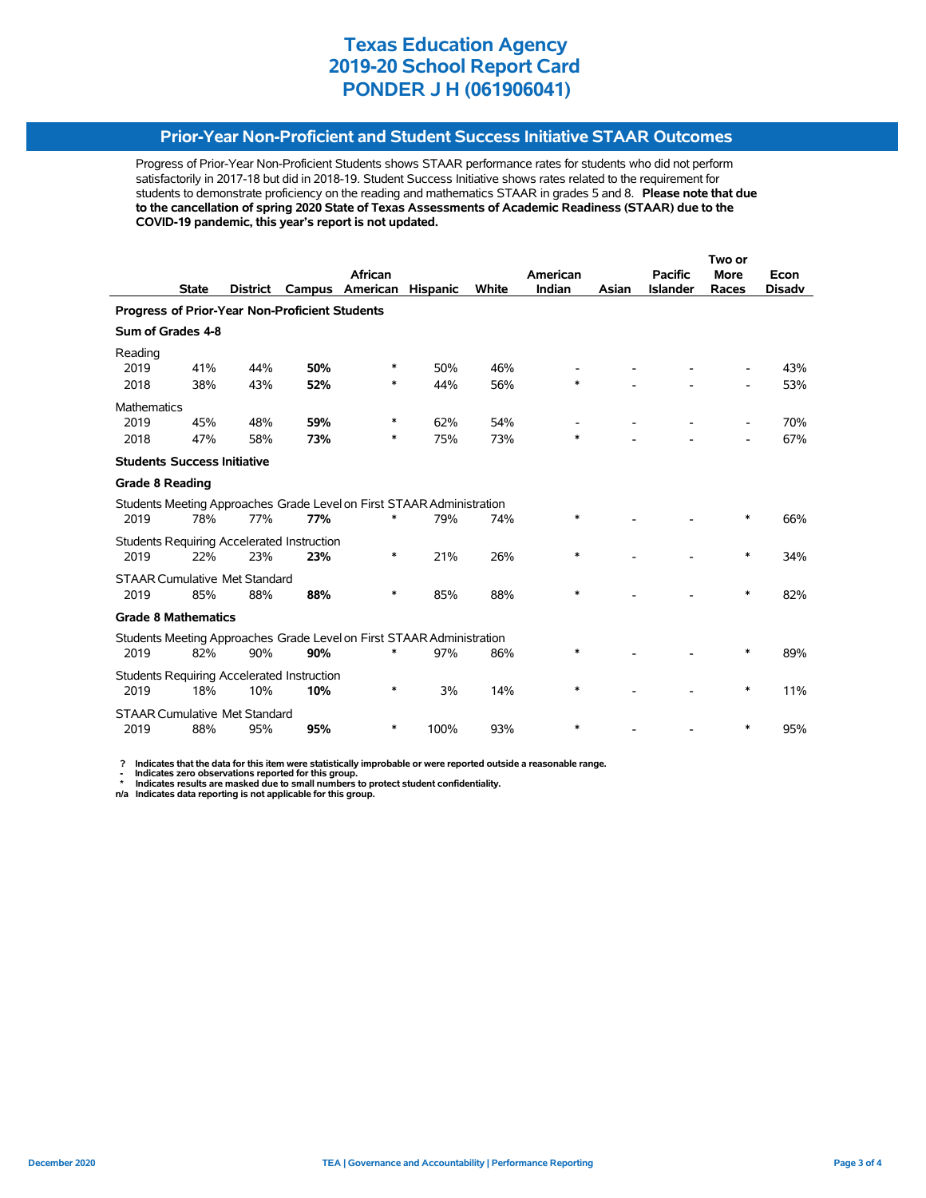# Texas Education Agency
# 2019-20 School Report Card
# PONDER J H (061906041)

## Prior-Year Non-Proficient and Student Success Initiative STAAR Outcomes

Progress of Prior-Year Non-Proficient Students shows STAAR performance rates for students who did not perform satisfactorily in 2017-18 but did in 2018-19. Student Success Initiative shows rates related to the requirement for students to demonstrate proficiency on the reading and mathematics STAAR in grades 5 and 8. **Please note that due to the cancellation of spring 2020 State of Texas Assessments of Academic Readiness (STAAR) due to the COVID-19 pandemic, this year's report is not updated.**

| | State | District | Campus | African American | Hispanic | White | American Indian | Asian | Pacific Islander | Two or More Races | Econ Disadv |
|---|---|---|---|---|---|---|---|---|---|---|---|
| **Progress of Prior-Year Non-Proficient Students** | | | | | | | | | | | |
| **Sum of Grades 4-8** | | | | | | | | | | | |
| Reading | | | | | | | | | | | |
| 2019 | 41% | 44% | **50%** | * | 50% | 46% | - | - | - | - | 43% |
| 2018 | 38% | 43% | **52%** | * | 44% | 56% | * | - | - | - | 53% |
| Mathematics | | | | | | | | | | | |
| 2019 | 45% | 48% | **59%** | * | 62% | 54% | - | - | - | - | 70% |
| 2018 | 47% | 58% | **73%** | * | 75% | 73% | * | - | - | - | 67% |
| **Students Success Initiative** | | | | | | | | | | | |
| **Grade 8 Reading** | | | | | | | | | | | |
| Students Meeting Approaches Grade Level on First STAAR Administration | | | | | | | | | | | |
| 2019 | 78% | 77% | **77%** | * | 79% | 74% | * | - | - | * | 66% |
| Students Requiring Accelerated Instruction | | | | | | | | | | | |
| 2019 | 22% | 23% | **23%** | * | 21% | 26% | * | - | - | * | 34% |
| STAAR Cumulative Met Standard | | | | | | | | | | | |
| 2019 | 85% | 88% | **88%** | * | 85% | 88% | * | - | - | * | 82% |
| **Grade 8 Mathematics** | | | | | | | | | | | |
| Students Meeting Approaches Grade Level on First STAAR Administration | | | | | | | | | | | |
| 2019 | 82% | 90% | **90%** | * | 97% | 86% | * | - | - | * | 89% |
| Students Requiring Accelerated Instruction | | | | | | | | | | | |
| 2019 | 18% | 10% | **10%** | * | 3% | 14% | * | - | - | * | 11% |
| STAAR Cumulative Met Standard | | | | | | | | | | | |
| 2019 | 88% | 95% | **95%** | * | 100% | 93% | * | - | - | * | 95% |

**?** Indicates that the data for this item were statistically improbable or were reported outside a reasonable range.
**-** Indicates zero observations reported for this group.
**\*** Indicates results are masked due to small numbers to protect student confidentiality.
**n/a** Indicates data reporting is not applicable for this group.